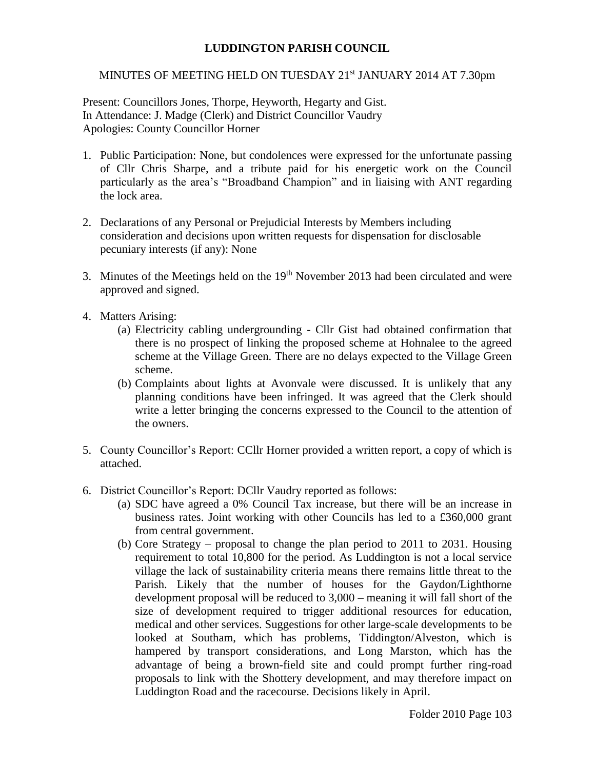# LUDDINGTON PARISH COUNCIL

MINUTES OF MEETING HELD ON TUESDAY 21st JANUARY 2014 AT 7.30pm

Present: Councillors Jones, Thorpe, Heyworth, Hegarty and Gist.
In Attendance: J. Madge (Clerk) and District Councillor Vaudry
Apologies: County Councillor Horner

1. Public Participation: None, but condolences were expressed for the unfortunate passing of Cllr Chris Sharpe, and a tribute paid for his energetic work on the Council particularly as the area's "Broadband Champion" and in liaising with ANT regarding the lock area.

2. Declarations of any Personal or Prejudicial Interests by Members including consideration and decisions upon written requests for dispensation for disclosable pecuniary interests (if any): None

3. Minutes of the Meetings held on the 19th November 2013 had been circulated and were approved and signed.

4. Matters Arising:
   - (a) Electricity cabling undergrounding - Cllr Gist had obtained confirmation that there is no prospect of linking the proposed scheme at Hohnalee to the agreed scheme at the Village Green. There are no delays expected to the Village Green scheme.
   - (b) Complaints about lights at Avonvale were discussed. It is unlikely that any planning conditions have been infringed. It was agreed that the Clerk should write a letter bringing the concerns expressed to the Council to the attention of the owners.

5. County Councillor's Report: CCllr Horner provided a written report, a copy of which is attached.

6. District Councillor's Report: DCllr Vaudry reported as follows:
   - (a) SDC have agreed a 0% Council Tax increase, but there will be an increase in business rates. Joint working with other Councils has led to a £360,000 grant from central government.
   - (b) Core Strategy – proposal to change the plan period to 2011 to 2031. Housing requirement to total 10,800 for the period. As Luddington is not a local service village the lack of sustainability criteria means there remains little threat to the Parish. Likely that the number of houses for the Gaydon/Lighthorne development proposal will be reduced to 3,000 – meaning it will fall short of the size of development required to trigger additional resources for education, medical and other services. Suggestions for other large-scale developments to be looked at Southam, which has problems, Tiddington/Alveston, which is hampered by transport considerations, and Long Marston, which has the advantage of being a brown-field site and could prompt further ring-road proposals to link with the Shottery development, and may therefore impact on Luddington Road and the racecourse. Decisions likely in April.

Folder 2010 Page 103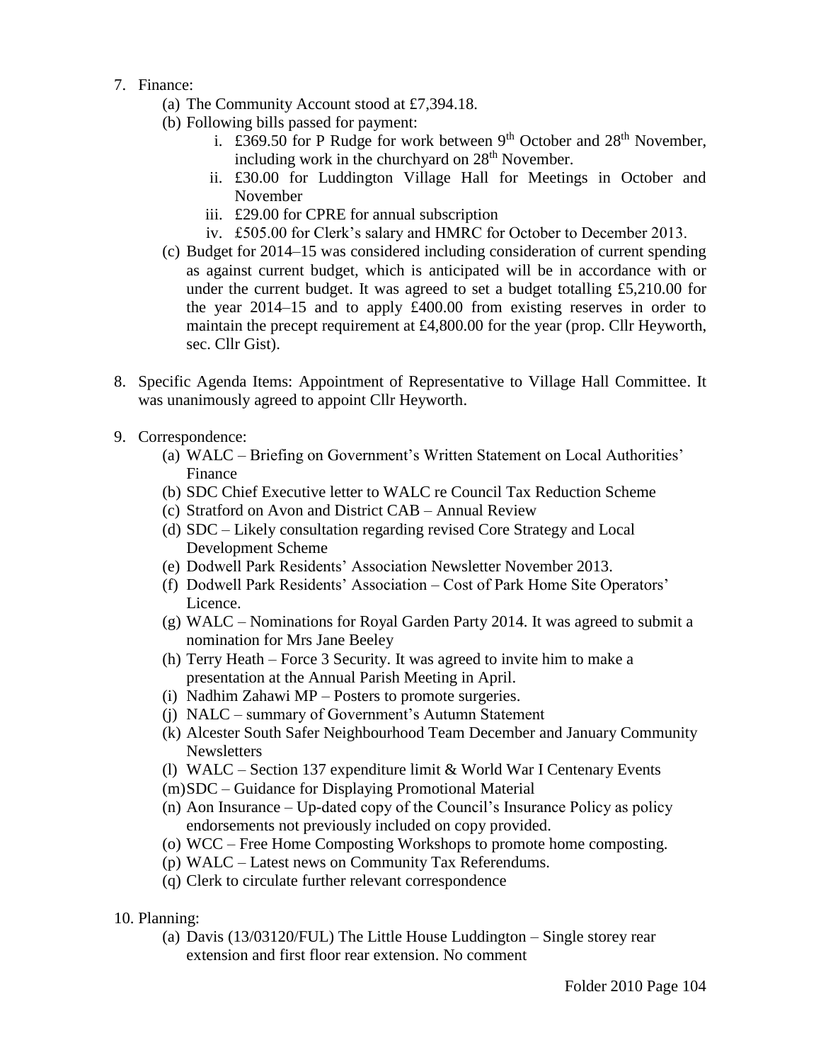7. Finance:
    (a) The Community Account stood at £7,394.18.
    (b) Following bills passed for payment:
        i. £369.50 for P Rudge for work between 9th October and 28th November, including work in the churchyard on 28th November.
        ii. £30.00 for Luddington Village Hall for Meetings in October and November
        iii. £29.00 for CPRE for annual subscription
        iv. £505.00 for Clerk's salary and HMRC for October to December 2013.
    (c) Budget for 2014–15 was considered including consideration of current spending as against current budget, which is anticipated will be in accordance with or under the current budget. It was agreed to set a budget totalling £5,210.00 for the year 2014–15 and to apply £400.00 from existing reserves in order to maintain the precept requirement at £4,800.00 for the year (prop. Cllr Heyworth, sec. Cllr Gist).

8. Specific Agenda Items: Appointment of Representative to Village Hall Committee. It was unanimously agreed to appoint Cllr Heyworth.

9. Correspondence:
    (a) WALC – Briefing on Government's Written Statement on Local Authorities' Finance
    (b) SDC Chief Executive letter to WALC re Council Tax Reduction Scheme
    (c) Stratford on Avon and District CAB – Annual Review
    (d) SDC – Likely consultation regarding revised Core Strategy and Local Development Scheme
    (e) Dodwell Park Residents' Association Newsletter November 2013.
    (f) Dodwell Park Residents' Association – Cost of Park Home Site Operators' Licence.
    (g) WALC – Nominations for Royal Garden Party 2014. It was agreed to submit a nomination for Mrs Jane Beeley
    (h) Terry Heath – Force 3 Security. It was agreed to invite him to make a presentation at the Annual Parish Meeting in April.
    (i) Nadhim Zahawi MP – Posters to promote surgeries.
    (j) NALC – summary of Government's Autumn Statement
    (k) Alcester South Safer Neighbourhood Team December and January Community Newsletters
    (l) WALC – Section 137 expenditure limit & World War I Centenary Events
    (m) SDC – Guidance for Displaying Promotional Material
    (n) Aon Insurance – Up-dated copy of the Council's Insurance Policy as policy endorsements not previously included on copy provided.
    (o) WCC – Free Home Composting Workshops to promote home composting.
    (p) WALC – Latest news on Community Tax Referendums.
    (q) Clerk to circulate further relevant correspondence

10. Planning:
    (a) Davis (13/03120/FUL) The Little House Luddington – Single storey rear extension and first floor rear extension. No comment

Folder 2010 Page 104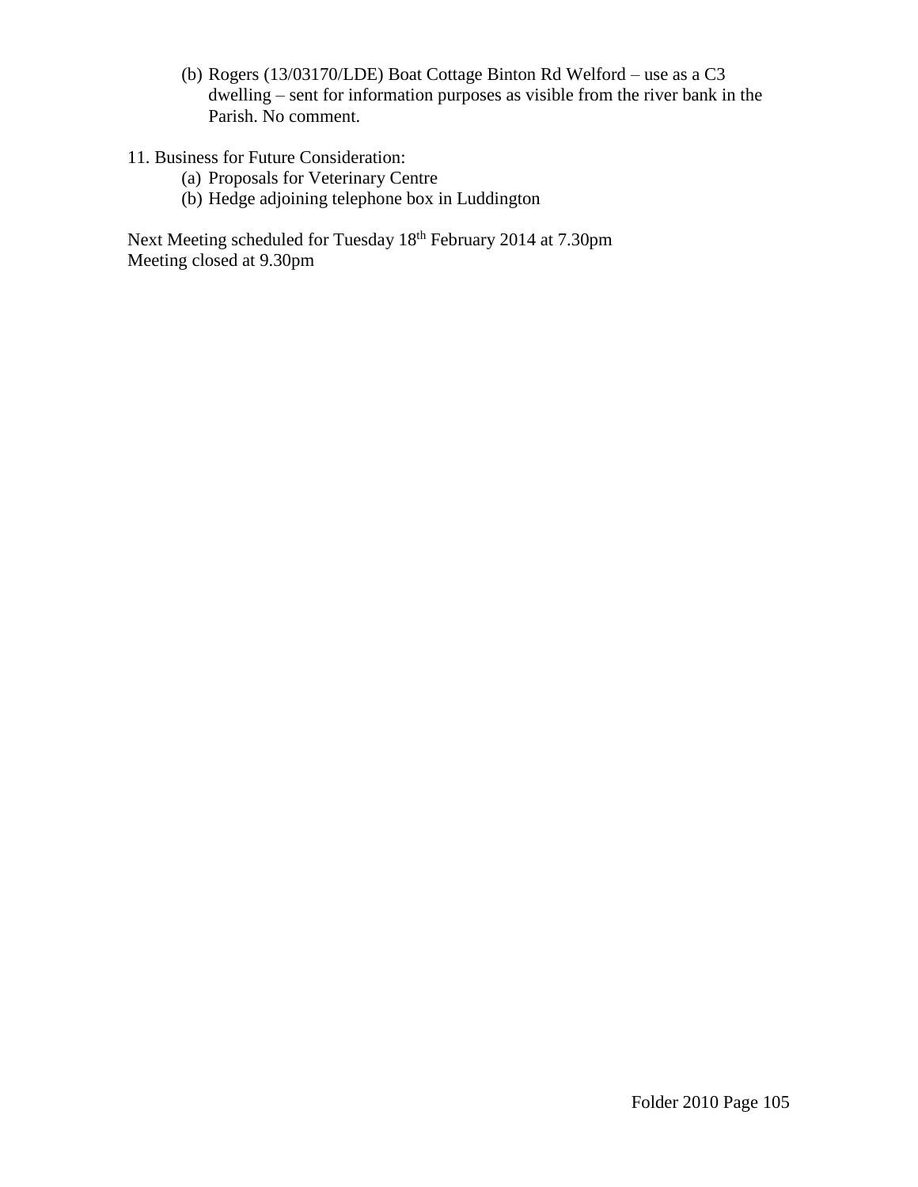(b) Rogers (13/03170/LDE) Boat Cottage Binton Rd Welford – use as a C3 dwelling – sent for information purposes as visible from the river bank in the Parish. No comment.

11. Business for Future Consideration:

(a) Proposals for Veterinary Centre
(b) Hedge adjoining telephone box in Luddington

Next Meeting scheduled for Tuesday 18th February 2014 at 7.30pm
Meeting closed at 9.30pm

Folder 2010 Page 105